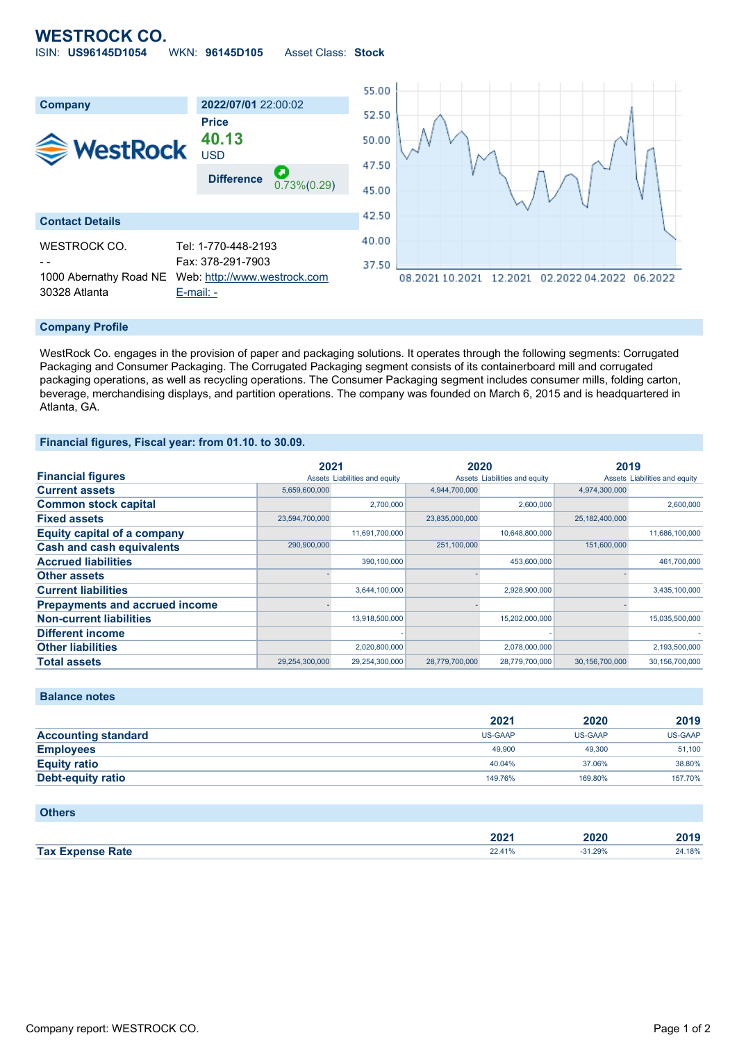# WESTROCK CO.

ISIN: **US96145D1054** WKN: **96145D105** Asset Class: **Stock**

| Company | **2022/07/01** 22:00:02 |
|---|---|
| WestRock | **Price** |
| | **40.13** |
| | USD |
| | **Difference** 0.73%(0.29) |

## Contact Details

| | |
|---|---|
| WESTROCK CO. | Tel: 1-770-448-2193 |
| - - | Fax: 378-291-7903 |
| 1000 Abernathy Road NE | Web: http://www.westrock.com |
| 30328 Atlanta | E-mail: - |

## Company Profile

WestRock Co. engages in the provision of paper and packaging solutions. It operates through the following segments: Corrugated Packaging and Consumer Packaging. The Corrugated Packaging segment consists of its containerboard mill and corrugated packaging operations, as well as recycling operations. The Consumer Packaging segment includes consumer mills, folding carton, beverage, merchandising displays, and partition operations. The company was founded on March 6, 2015 and is headquartered in Atlanta, GA.

## Financial figures, Fiscal year: from 01.10. to 30.09.

| Financial figures | 2021 | | 2020 | | 2019 | |
|---|---|---|---|---|---|---|
| | Assets | Liabilities and equity | Assets | Liabilities and equity | Assets | Liabilities and equity |
| **Current assets** | 5,659,600,000 | | 4,944,700,000 | | 4,974,300,000 | |
| **Common stock capital** | | 2,700,000 | | 2,600,000 | | 2,600,000 |
| **Fixed assets** | 23,594,700,000 | | 23,835,000,000 | | 25,182,400,000 | |
| **Equity capital of a company** | | 11,691,700,000 | | 10,648,800,000 | | 11,686,100,000 |
| **Cash and cash equivalents** | 290,900,000 | | 251,100,000 | | 151,600,000 | |
| **Accrued liabilities** | | 390,100,000 | | 453,600,000 | | 461,700,000 |
| **Other assets** | - | | - | | - | |
| **Current liabilities** | | 3,644,100,000 | | 2,928,900,000 | | 3,435,100,000 |
| **Prepayments and accrued income** | - | | - | | - | |
| **Non-current liabilities** | | 13,918,500,000 | | 15,202,000,000 | | 15,035,500,000 |
| **Different income** | | - | | - | | - |
| **Other liabilities** | | 2,020,800,000 | | 2,078,000,000 | | 2,193,500,000 |
| **Total assets** | 29,254,300,000 | 29,254,300,000 | 28,779,700,000 | 28,779,700,000 | 30,156,700,000 | 30,156,700,000 |

## Balance notes

| | 2021 | 2020 | 2019 |
|---|---|---|---|
| **Accounting standard** | US-GAAP | US-GAAP | US-GAAP |
| **Employees** | 49,900 | 49,300 | 51,100 |
| **Equity ratio** | 40.04% | 37.06% | 38.80% |
| **Debt-equity ratio** | 149.76% | 169.80% | 157.70% |

## Others

| | 2021 | 2020 | 2019 |
|---|---|---|---|
| **Tax Expense Rate** | 22.41% | -31.29% | 24.18% |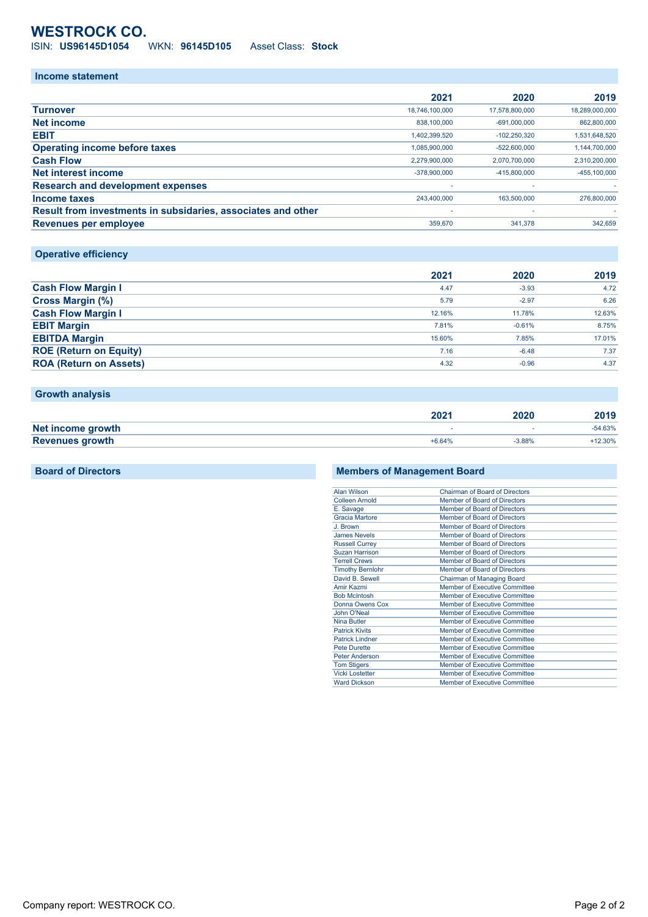# WESTROCK CO.

ISIN: **US96145D1054** WKN: **96145D105** Asset Class: **Stock**

## Income statement

| | 2021 | 2020 | 2019 |
|---|---|---|---|
| **Turnover** | 18,746,100,000 | 17,578,800,000 | 18,289,000,000 |
| **Net income** | 838,100,000 | -691,000,000 | 862,800,000 |
| **EBIT** | 1,402,399,520 | -102,250,320 | 1,531,648,520 |
| **Operating income before taxes** | 1,085,900,000 | -522,600,000 | 1,144,700,000 |
| **Cash Flow** | 2,279,900,000 | 2,070,700,000 | 2,310,200,000 |
| **Net interest income** | -378,900,000 | -415,800,000 | -455,100,000 |
| **Research and development expenses** | - | - | - |
| **Income taxes** | 243,400,000 | 163,500,000 | 276,800,000 |
| **Result from investments in subsidaries, associates and other** | - | - | - |
| **Revenues per employee** | 359,670 | 341,378 | 342,659 |

## Operative efficiency

| | 2021 | 2020 | 2019 |
|---|---|---|---|
| **Cash Flow Margin I** | 4.47 | -3.93 | 4.72 |
| **Cross Margin (%)** | 5.79 | -2.97 | 6.26 |
| **Cash Flow Margin I** | 12.16% | 11.78% | 12.63% |
| **EBIT Margin** | 7.81% | -0.61% | 8.75% |
| **EBITDA Margin** | 15.60% | 7.85% | 17.01% |
| **ROE (Return on Equity)** | 7.16 | -6.48 | 7.37 |
| **ROA (Return on Assets)** | 4.32 | -0.96 | 4.37 |

## Growth analysis

| | 2021 | 2020 | 2019 |
|---|---|---|---|
| **Net income growth** | - | - | -54.63% |
| **Revenues growth** | +6.64% | -3.88% | +12.30% |

## Board of Directors

## Members of Management Board

| | |
|---|---|
| Alan Wilson | Chairman of Board of Directors |
| Colleen Arnold | Member of Board of Directors |
| E. Savage | Member of Board of Directors |
| Gracia Martore | Member of Board of Directors |
| J. Brown | Member of Board of Directors |
| James Nevels | Member of Board of Directors |
| Russell Currey | Member of Board of Directors |
| Suzan Harrison | Member of Board of Directors |
| Terrell Crews | Member of Board of Directors |
| Timothy Bernlohr | Member of Board of Directors |
| David B. Sewell | Chairman of Managing Board |
| Amir Kazmi | Member of Executive Committee |
| Bob McIntosh | Member of Executive Committee |
| Donna Owens Cox | Member of Executive Committee |
| John O'Neal | Member of Executive Committee |
| Nina Butler | Member of Executive Committee |
| Patrick Kivits | Member of Executive Committee |
| Patrick Lindner | Member of Executive Committee |
| Pete Durette | Member of Executive Committee |
| Peter Anderson | Member of Executive Committee |
| Tom Stigers | Member of Executive Committee |
| Vicki Lostetter | Member of Executive Committee |
| Ward Dickson | Member of Executive Committee |